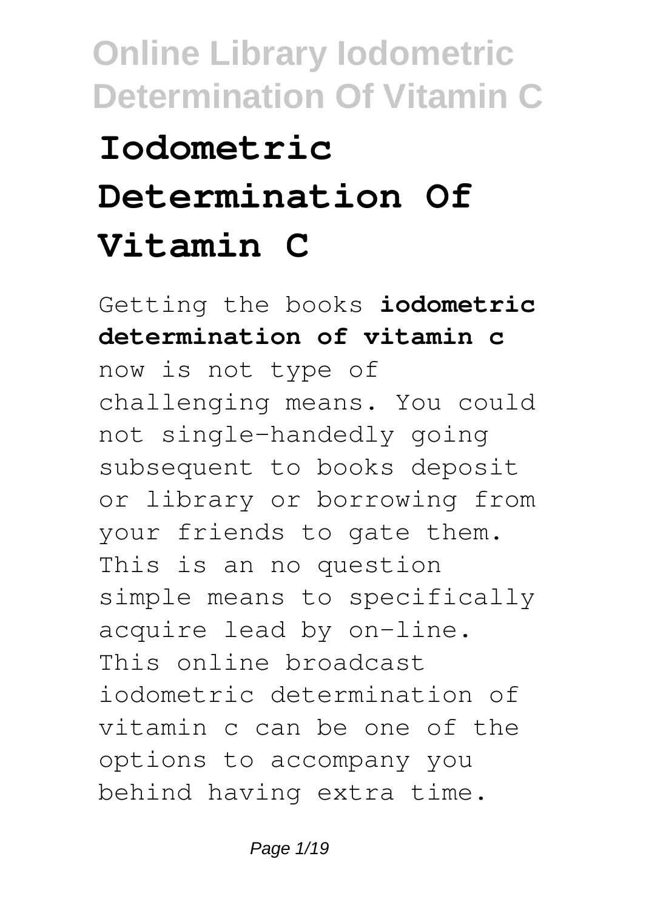# Iodometric Determination Of Vitamin C

Getting the books **iodometric determination of vitamin c** now is not type of challenging means. You could not single-handedly going subsequent to books deposit or library or borrowing from your friends to gate them. This is an no question simple means to specifically acquire lead by on-line. This online broadcast iodometric determination of vitamin c can be one of the options to accompany you behind having extra time.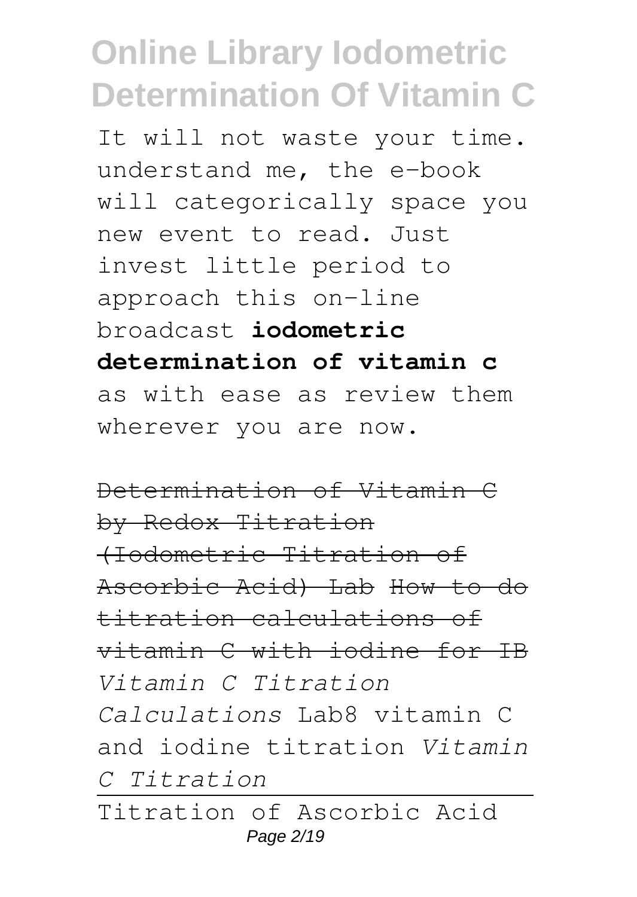It will not waste your time. understand me, the e-book will categorically space you new event to read. Just invest little period to approach this on-line broadcast **iodometric determination of vitamin c** as with ease as review them wherever you are now.

~~Determination of Vitamin C by Redox Titration (Iodometric Titration of Ascorbic Acid) Lab~~ ~~How to do titration calculations of vitamin C with iodine for IB~~ *Vitamin C Titration Calculations* Lab8 vitamin C and iodine titration *Vitamin C Titration*

Titration of Ascorbic Acid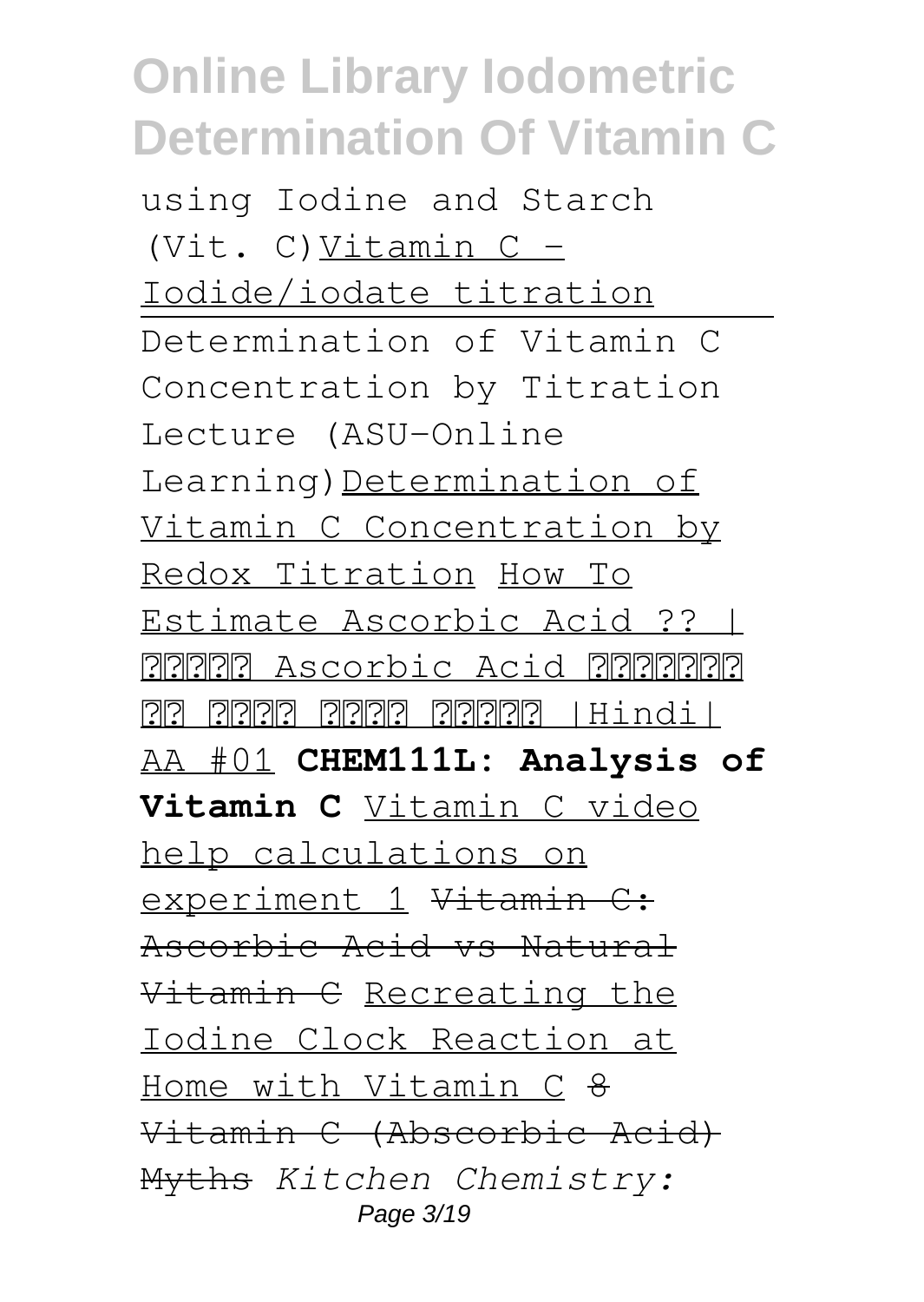using Iodine and Starch (Vit. C) Vitamin C - Iodide/iodate titration Determination of Vitamin C Concentration by Titration Lecture (ASU-Online Learning) Determination of Vitamin C Concentration by Redox Titration How To Estimate Ascorbic Acid ?? | ?????? Ascorbic Acid ???????? ?? ????? ????? ?????? |Hindi| AA #01 **CHEM111L: Analysis of Vitamin C** Vitamin C video help calculations on experiment 1 ~~Vitamin C: Ascorbic Acid vs Natural Vitamin C~~ Recreating the Iodine Clock Reaction at Home with Vitamin C ~~8 Vitamin C (Abscorbic Acid) Myths~~ *Kitchen Chemistry:*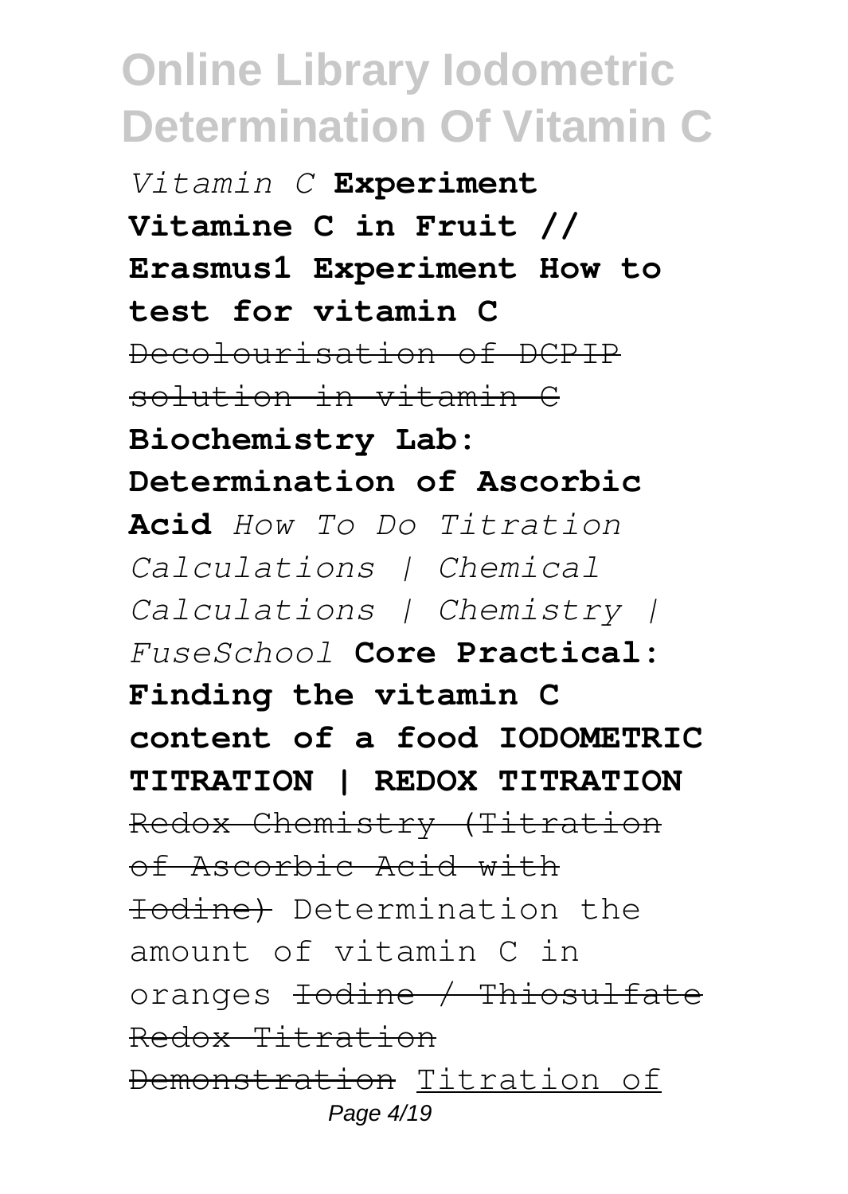*Vitamin C* **Experiment Vitamine C in Fruit // Erasmus1 Experiment How to test for vitamin C** ~~Decolourisation of DCPIP solution in vitamin C~~ **Biochemistry Lab: Determination of Ascorbic Acid** *How To Do Titration Calculations | Chemical Calculations | Chemistry | FuseSchool* **Core Practical: Finding the vitamin C content of a food IODOMETRIC TITRATION | REDOX TITRATION** ~~Redox Chemistry (Titration of Ascorbic Acid with Iodine)~~ Determination the amount of vitamin C in oranges ~~Iodine / Thiosulfate Redox Titration Demonstration~~ Titration of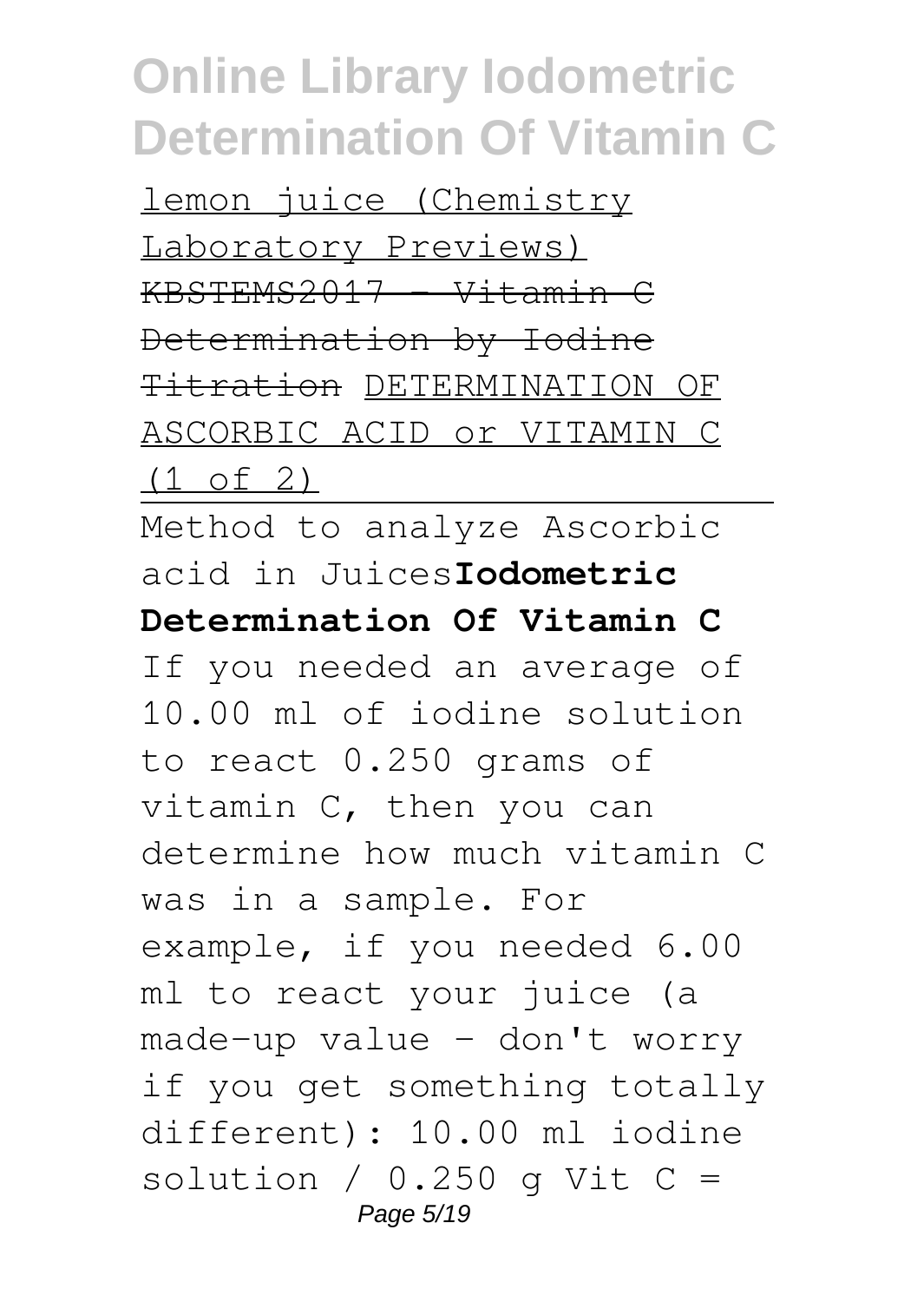lemon juice (Chemistry Laboratory Previews) ~~KBSTEMS2017 - Vitamin C Determination by Iodine Titration~~ DETERMINATION OF ASCORBIC ACID or VITAMIN C (1 of 2)

Method to analyze Ascorbic acid in Juices**Iodometric Determination Of Vitamin C**

If you needed an average of 10.00 ml of iodine solution to react 0.250 grams of vitamin C, then you can determine how much vitamin C was in a sample. For example, if you needed 6.00 ml to react your juice (a made-up value - don't worry if you get something totally different): 10.00 ml iodine solution / 0.250 g Vit C =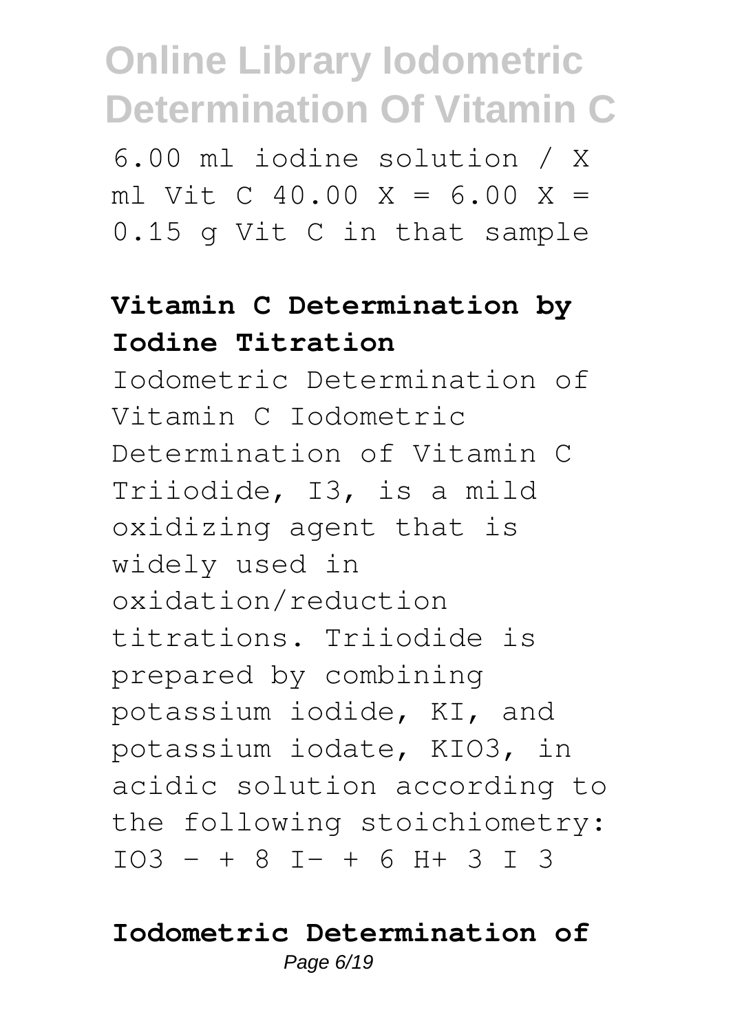6.00 ml iodine solution / X ml Vit C 40.00 X = 6.00 X = 0.15 g Vit C in that sample

**Vitamin C Determination by Iodine Titration**

Iodometric Determination of Vitamin C Iodometric Determination of Vitamin C Triiodide, I3, is a mild oxidizing agent that is widely used in oxidation/reduction titrations. Triiodide is prepared by combining potassium iodide, KI, and potassium iodate, KIO3, in acidic solution according to the following stoichiometry: IO3 - + 8 I- + 6 H+ 3 I 3

**Iodometric Determination of**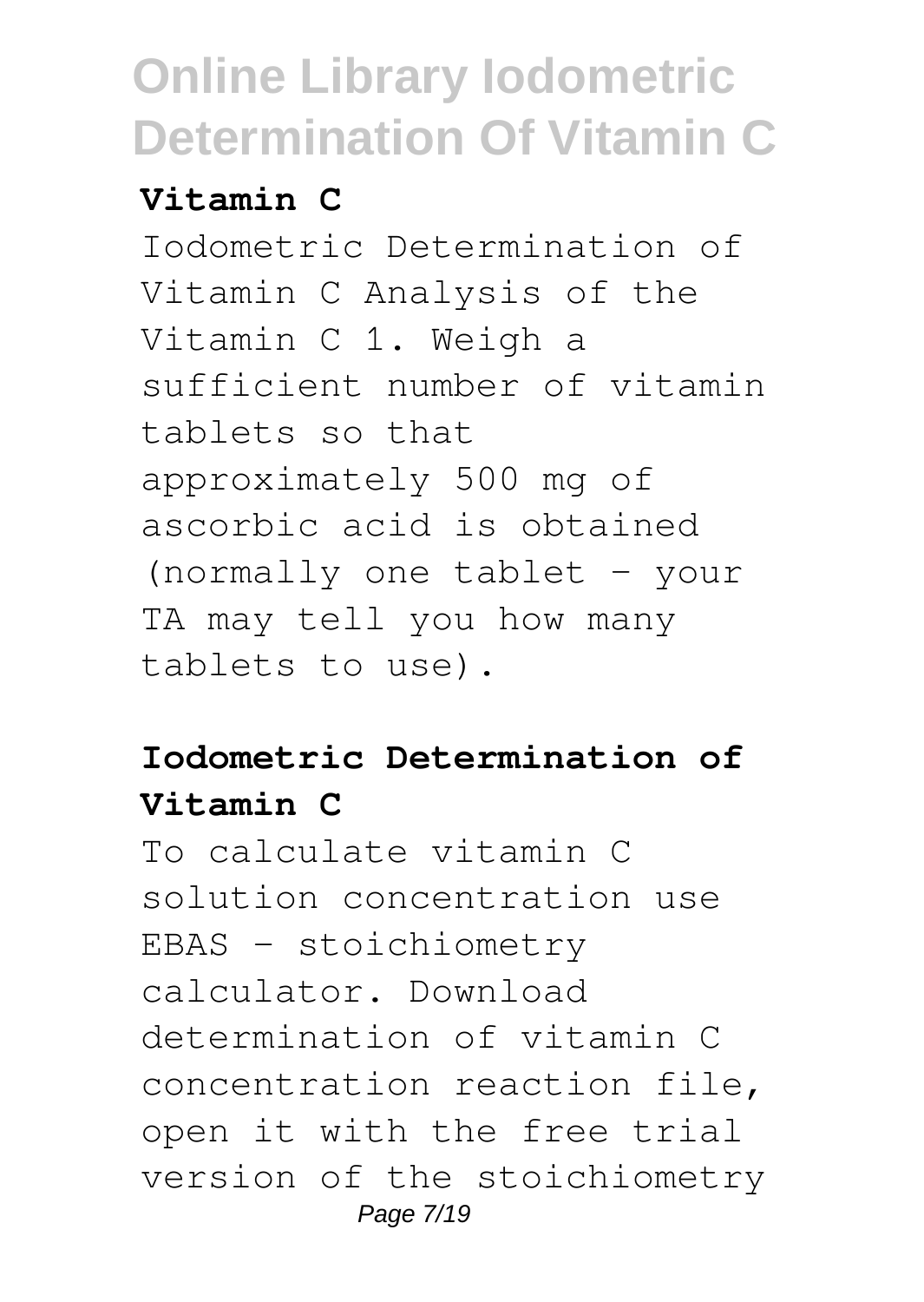### Vitamin C

Iodometric Determination of Vitamin C Analysis of the Vitamin C 1. Weigh a sufficient number of vitamin tablets so that approximately 500 mg of ascorbic acid is obtained (normally one tablet - your TA may tell you how many tablets to use).

### Iodometric Determination of Vitamin C

To calculate vitamin C solution concentration use EBAS - stoichiometry calculator. Download determination of vitamin C concentration reaction file, open it with the free trial version of the stoichiometry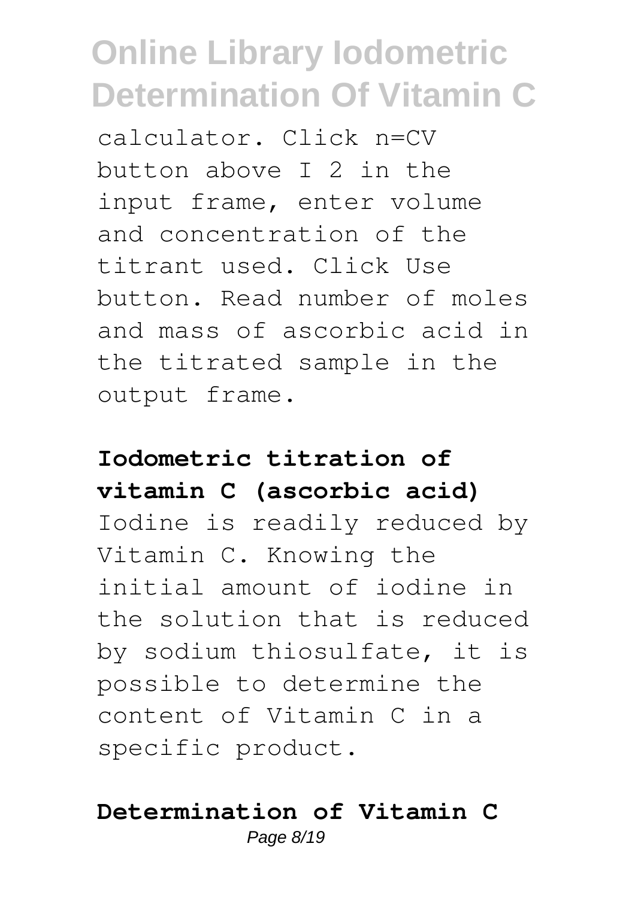calculator. Click n=CV button above I 2 in the input frame, enter volume and concentration of the titrant used. Click Use button. Read number of moles and mass of ascorbic acid in the titrated sample in the output frame.

**Iodometric titration of vitamin C (ascorbic acid)**

Iodine is readily reduced by Vitamin C. Knowing the initial amount of iodine in the solution that is reduced by sodium thiosulfate, it is possible to determine the content of Vitamin C in a specific product.

**Determination of Vitamin C**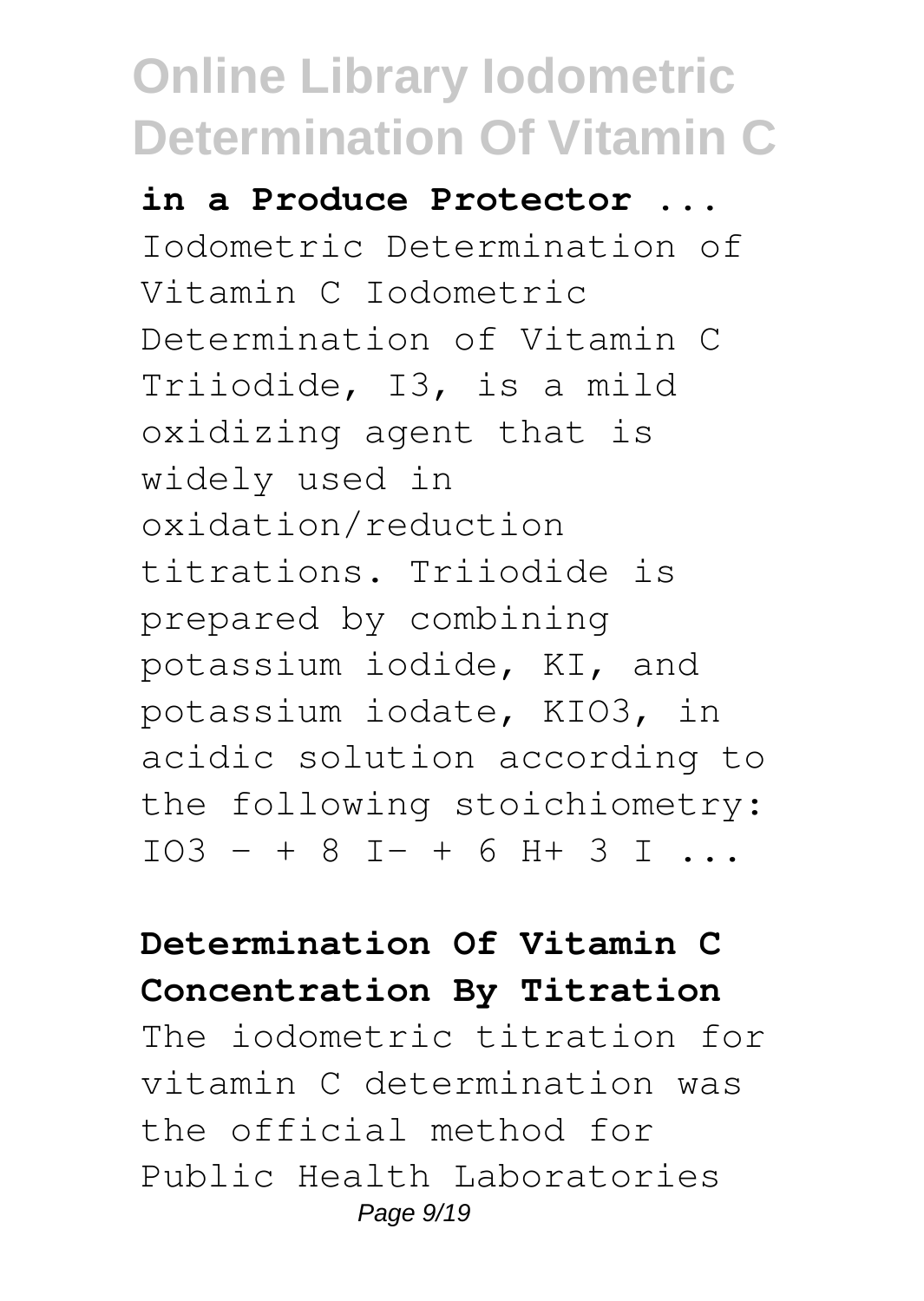**in a Produce Protector ...**

Iodometric Determination of Vitamin C Iodometric Determination of Vitamin C Triiodide, I3, is a mild oxidizing agent that is widely used in oxidation/reduction titrations. Triiodide is prepared by combining potassium iodide, KI, and potassium iodate, KIO3, in acidic solution according to the following stoichiometry: IO3 - + 8 I- + 6 H+ 3 I ...

**Determination Of Vitamin C Concentration By Titration**

The iodometric titration for vitamin C determination was the official method for Public Health Laboratories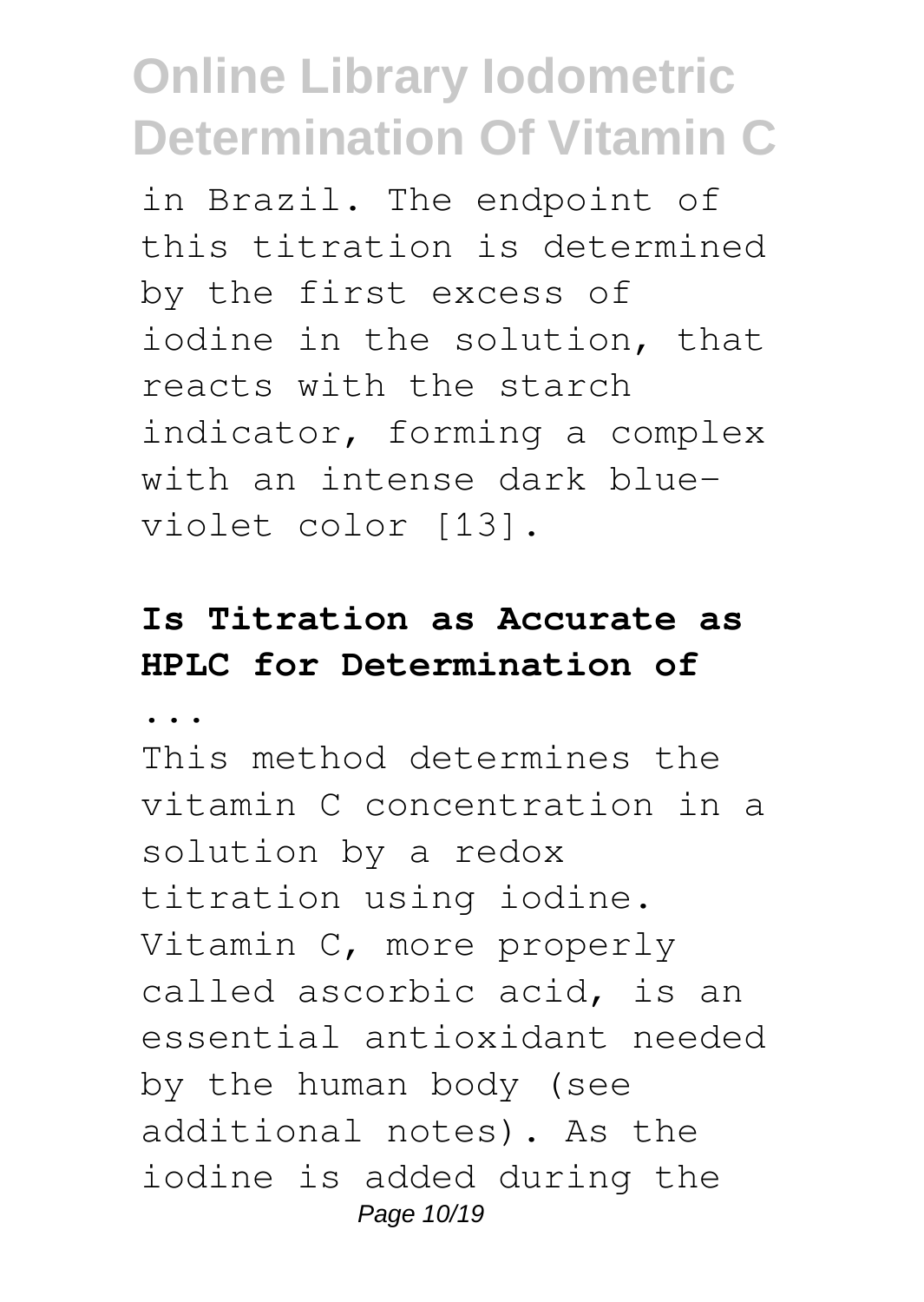in Brazil. The endpoint of this titration is determined by the first excess of iodine in the solution, that reacts with the starch indicator, forming a complex with an intense dark blue-violet color [13].

**Is Titration as Accurate as HPLC for Determination of ...**

This method determines the vitamin C concentration in a solution by a redox titration using iodine. Vitamin C, more properly called ascorbic acid, is an essential antioxidant needed by the human body (see additional notes). As the iodine is added during the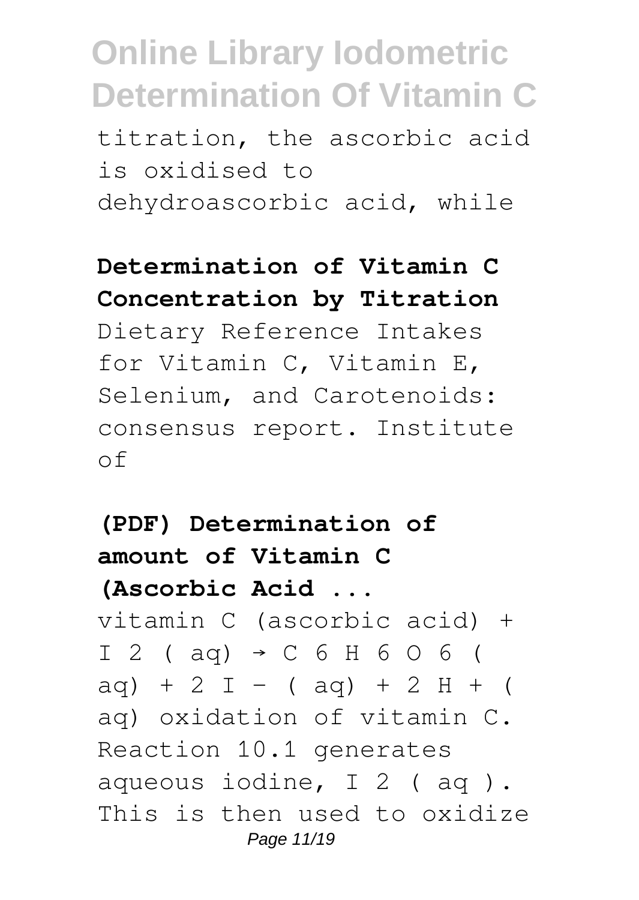titration, the ascorbic acid is oxidised to dehydroascorbic acid, while

**Determination of Vitamin C Concentration by Titration**

Dietary Reference Intakes for Vitamin C, Vitamin E, Selenium, and Carotenoids: consensus report. Institute of

**(PDF) Determination of amount of Vitamin C (Ascorbic Acid ...**

vitamin C (ascorbic acid) + $I_2(aq) \rightarrow C_6H_6O_6(aq) + 2I^-(aq) + 2H^+(aq)$ oxidation of vitamin C. Reaction 10.1 generates aqueous iodine, $I_2(aq)$. This is then used to oxidize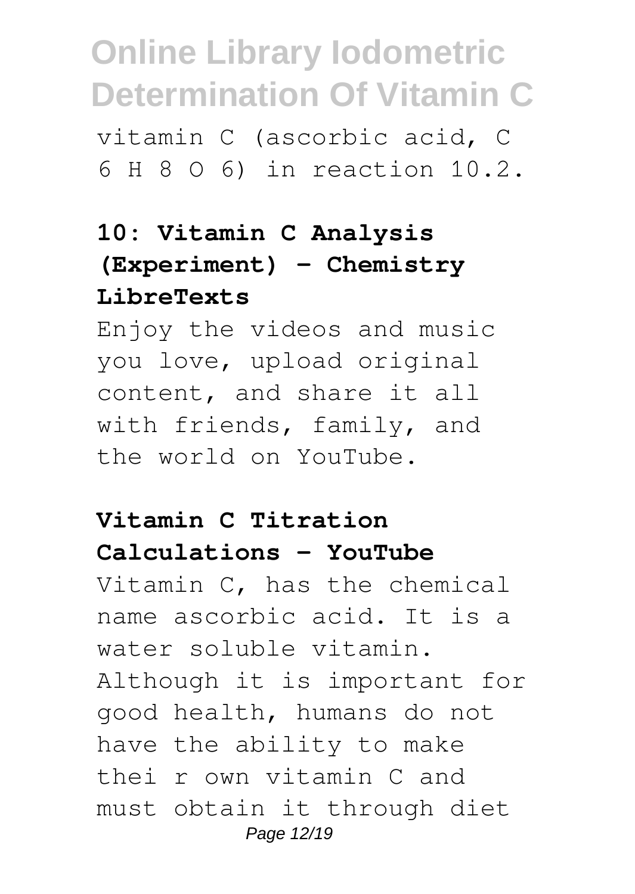vitamin C (ascorbic acid, $C_6H_8O_6$) in reaction 10.2.

**10: Vitamin C Analysis (Experiment) - Chemistry LibreTexts**

Enjoy the videos and music you love, upload original content, and share it all with friends, family, and the world on YouTube.

**Vitamin C Titration Calculations - YouTube**

Vitamin C, has the chemical name ascorbic acid. It is a water soluble vitamin. Although it is important for good health, humans do not have the ability to make thei r own vitamin C and must obtain it through diet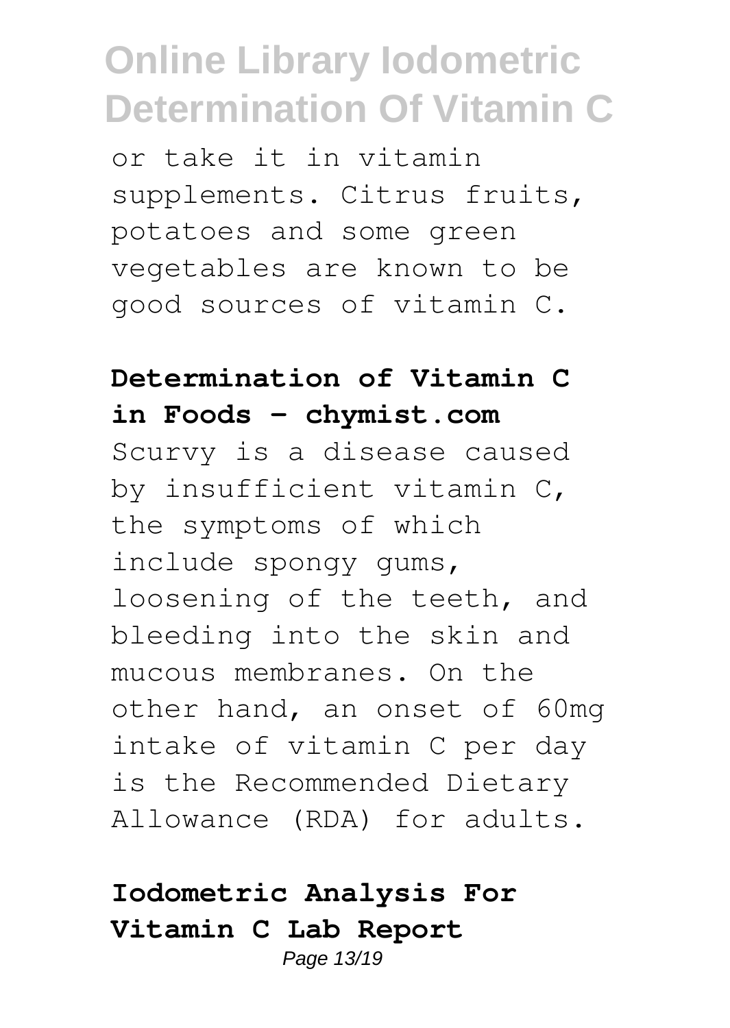or take it in vitamin supplements. Citrus fruits, potatoes and some green vegetables are known to be good sources of vitamin C.

**Determination of Vitamin C in Foods - chymist.com**

Scurvy is a disease caused by insufficient vitamin C, the symptoms of which include spongy gums, loosening of the teeth, and bleeding into the skin and mucous membranes. On the other hand, an onset of 60mg intake of vitamin C per day is the Recommended Dietary Allowance (RDA) for adults.

**Iodometric Analysis For Vitamin C Lab Report**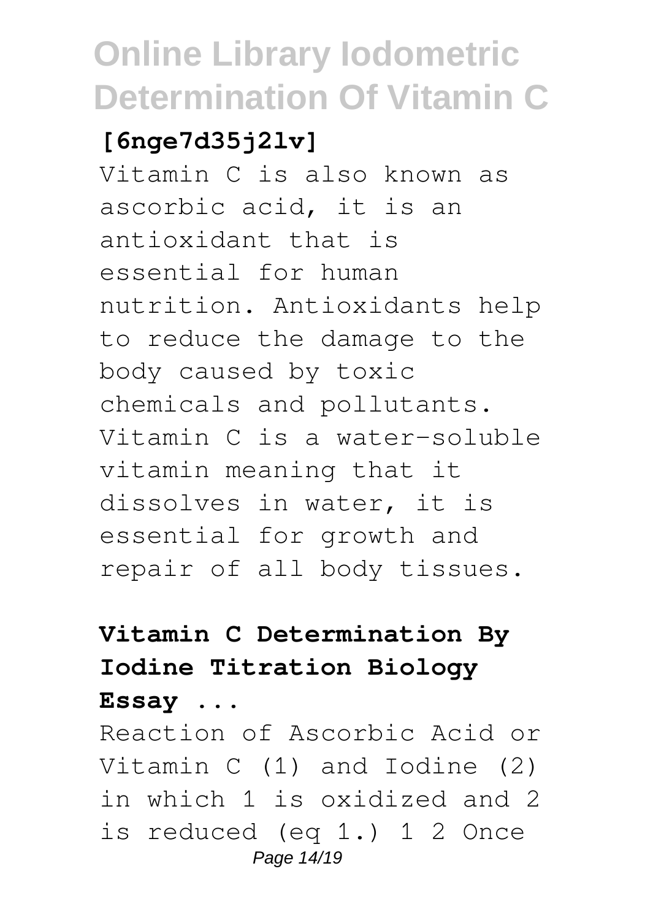**[6nge7d35j2lv]**

Vitamin C is also known as ascorbic acid, it is an antioxidant that is essential for human nutrition. Antioxidants help to reduce the damage to the body caused by toxic chemicals and pollutants. Vitamin C is a water-soluble vitamin meaning that it dissolves in water, it is essential for growth and repair of all body tissues.

**Vitamin C Determination By Iodine Titration Biology Essay ...**

Reaction of Ascorbic Acid or Vitamin C (1) and Iodine (2) in which 1 is oxidized and 2 is reduced (eq 1.) 1 2 Once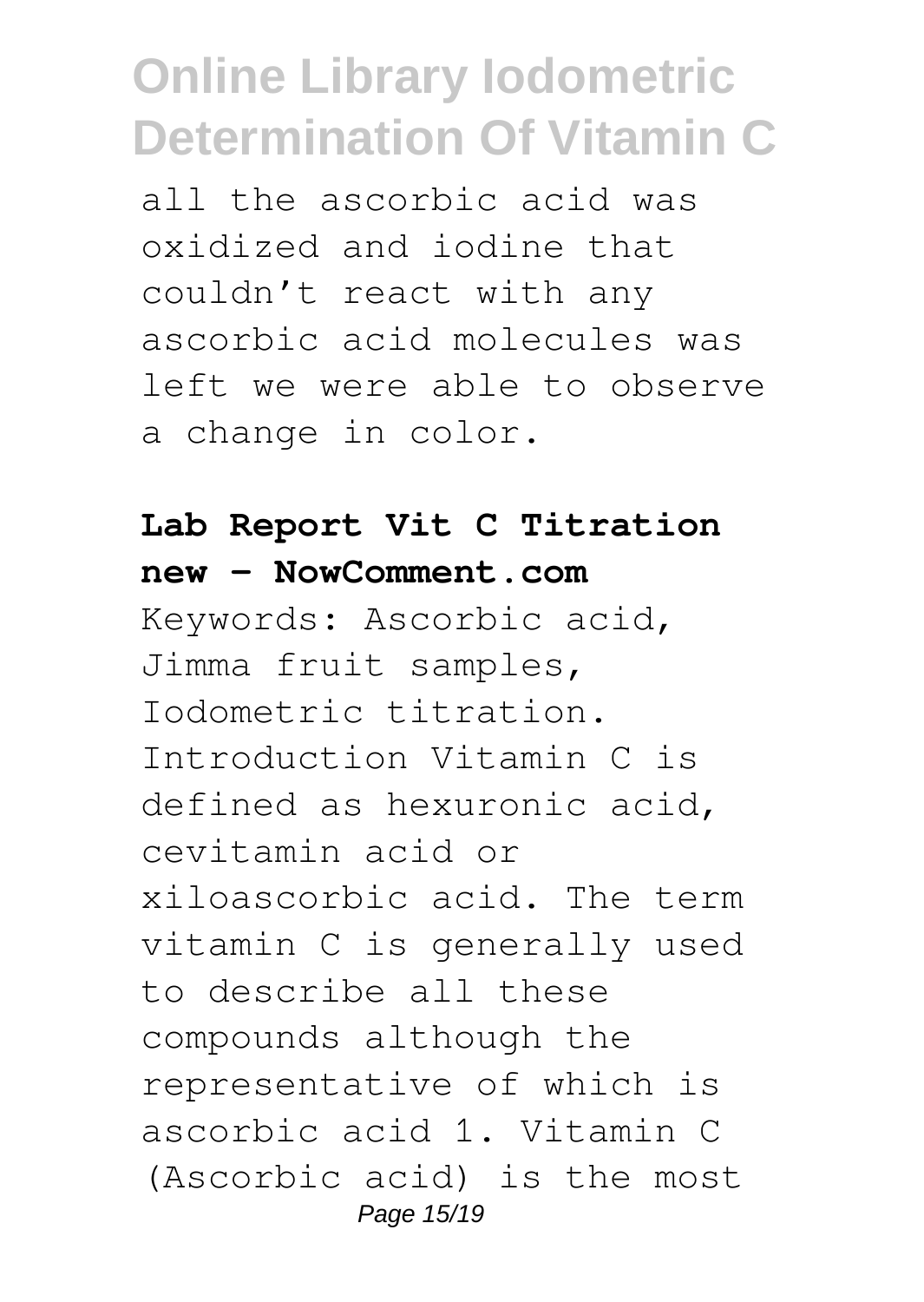all the ascorbic acid was oxidized and iodine that couldn't react with any ascorbic acid molecules was left we were able to observe a change in color.

**Lab Report Vit C Titration new - NowComment.com**

Keywords: Ascorbic acid, Jimma fruit samples, Iodometric titration. Introduction Vitamin C is defined as hexuronic acid, cevitamin acid or xiloascorbic acid. The term vitamin C is generally used to describe all these compounds although the representative of which is ascorbic acid 1. Vitamin C (Ascorbic acid) is the most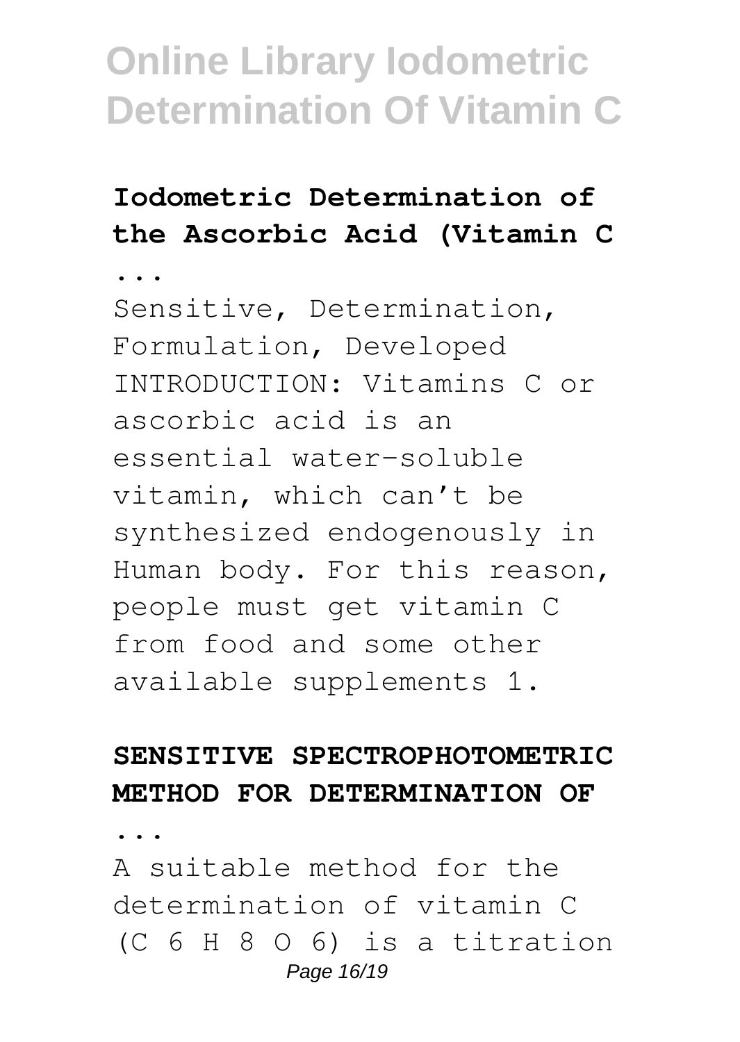### Iodometric Determination of the Ascorbic Acid (Vitamin C ...

Sensitive, Determination, Formulation, Developed INTRODUCTION: Vitamins C or ascorbic acid is an essential water-soluble vitamin, which can't be synthesized endogenously in Human body. For this reason, people must get vitamin C from food and some other available supplements 1.

### SENSITIVE SPECTROPHOTOMETRIC METHOD FOR DETERMINATION OF ...

A suitable method for the determination of vitamin C ($C_6H_8O_6$) is a titration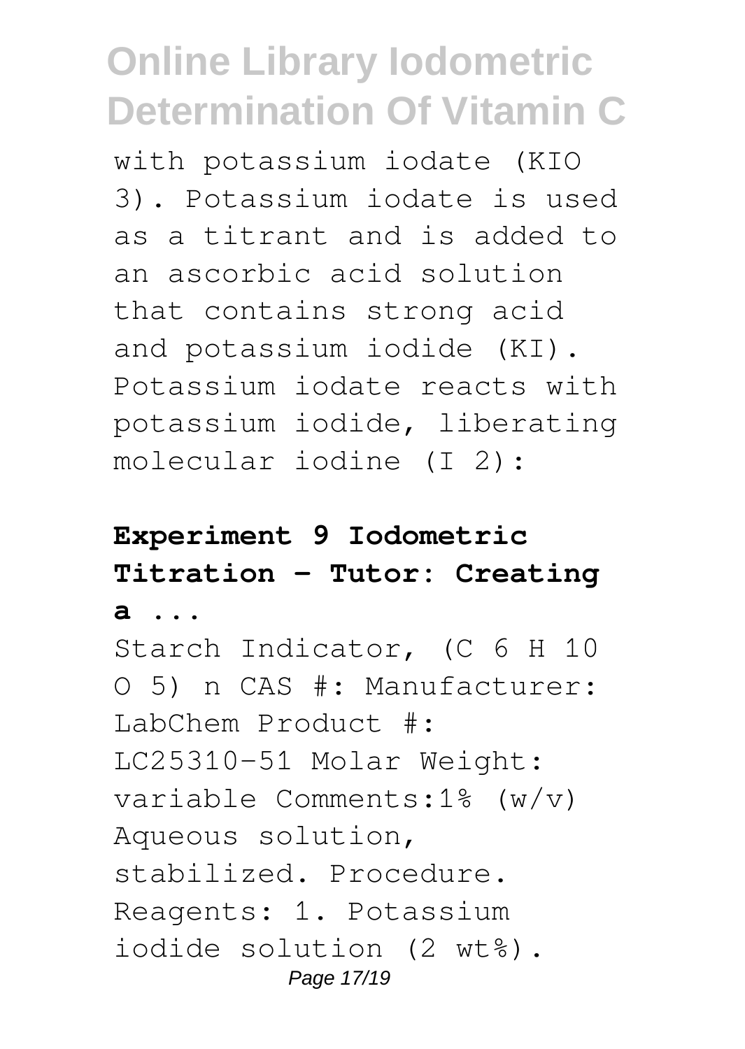with potassium iodate ($KIO_3$). Potassium iodate is used as a titrant and is added to an ascorbic acid solution that contains strong acid and potassium iodide (KI). Potassium iodate reacts with potassium iodide, liberating molecular iodine ($I_2$):

**Experiment 9 Iodometric Titration - Tutor: Creating a ...**

Starch Indicator, $(C_6H_{10}O_5)_n$ CAS #: Manufacturer: LabChem Product #: LC25310-51 Molar Weight: variable Comments:1% (w/v) Aqueous solution, stabilized. Procedure. Reagents: 1. Potassium iodide solution (2 wt%).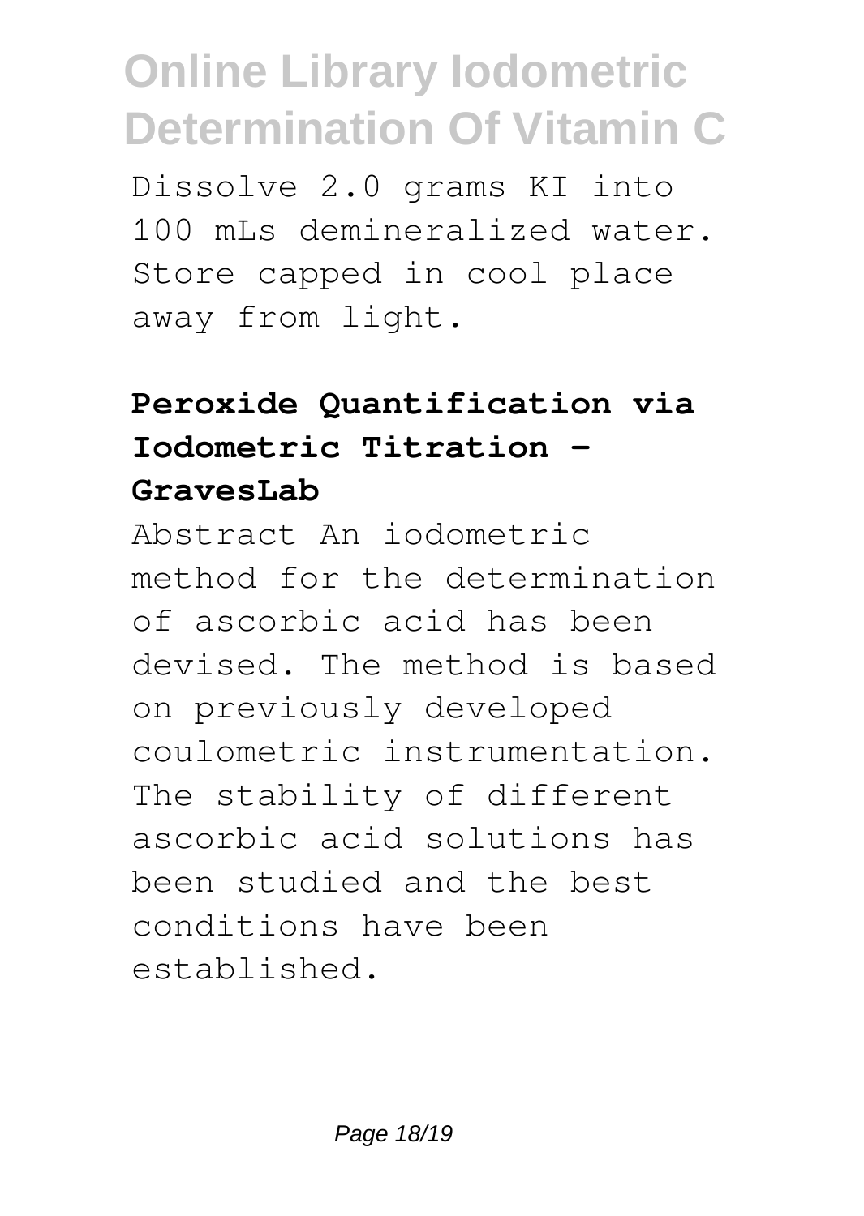Dissolve 2.0 grams KI into 100 mLs demineralized water. Store capped in cool place away from light.

## Peroxide Quantification via Iodometric Titration - GravesLab

Abstract An iodometric method for the determination of ascorbic acid has been devised. The method is based on previously developed coulometric instrumentation. The stability of different ascorbic acid solutions has been studied and the best conditions have been established.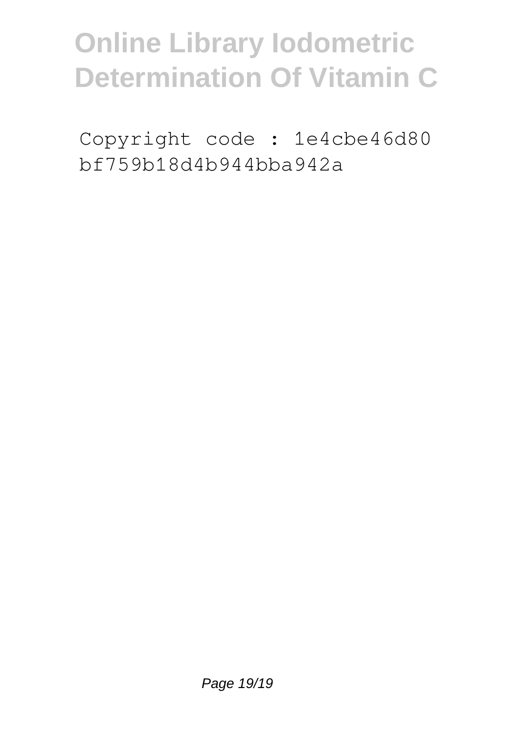Copyright code : 1e4cbe46d80bf759b18d4b944bba942a